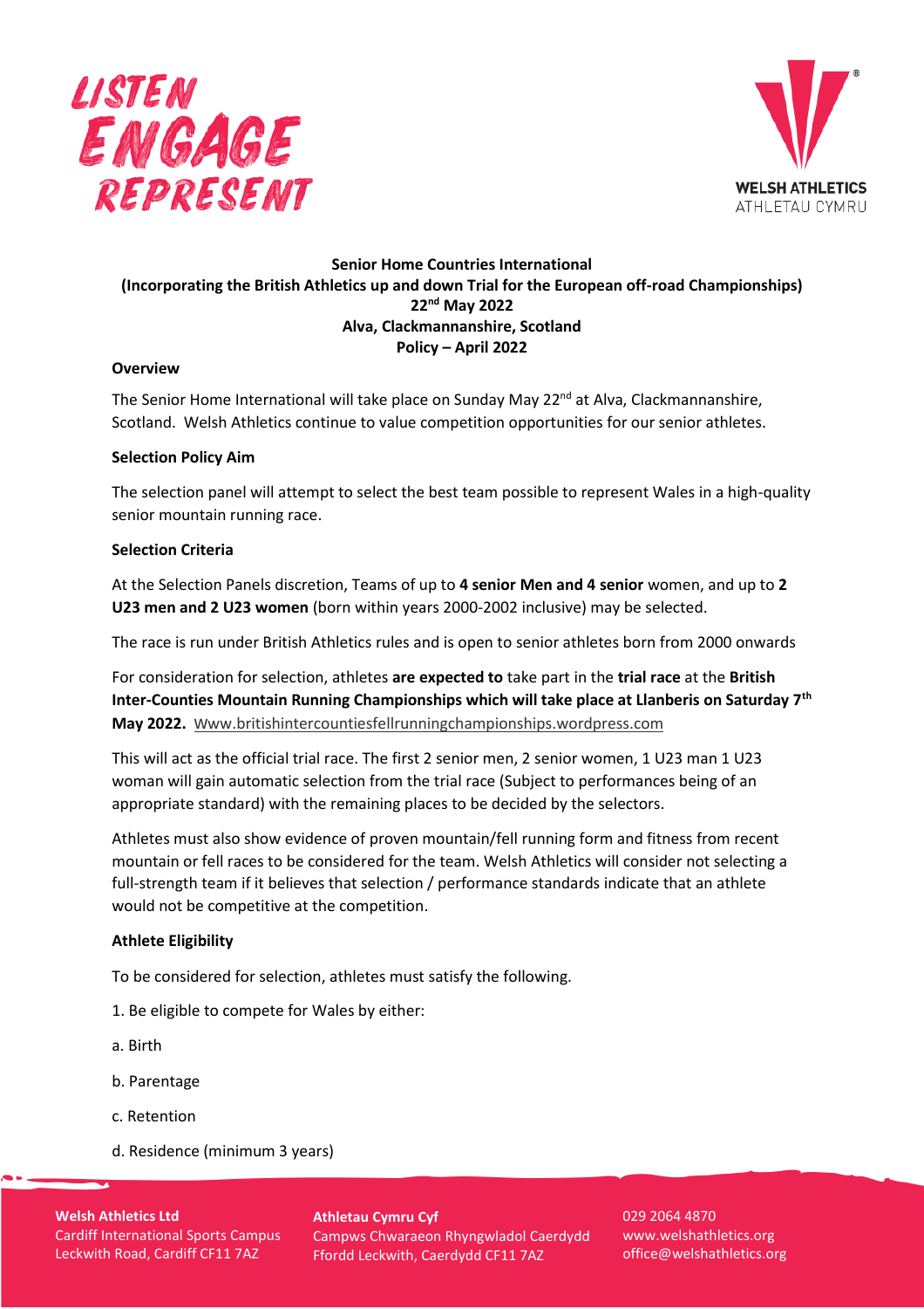**Senior Home Countries International**
**(Incorporating the British Athletics up and down Trial for the European off-road Championships)**
**22nd May 2022**
**Alva, Clackmannanshire, Scotland**
**Policy – April 2022**

**Overview**

The Senior Home International will take place on Sunday May 22nd at Alva, Clackmannanshire, Scotland. Welsh Athletics continue to value competition opportunities for our senior athletes.

**Selection Policy Aim**

The selection panel will attempt to select the best team possible to represent Wales in a high-quality senior mountain running race.

**Selection Criteria**

At the Selection Panels discretion, Teams of up to **4 senior Men and 4 senior** women, and up to **2 U23 men and 2 U23 women** (born within years 2000-2002 inclusive) may be selected.

The race is run under British Athletics rules and is open to senior athletes born from 2000 onwards

For consideration for selection, athletes **are expected to** take part in the **trial race** at the **British Inter-Counties Mountain Running Championships which will take place at Llanberis on Saturday 7th May 2022.** Www.britishintercountiesfellrunningchampionships.wordpress.com

This will act as the official trial race. The first 2 senior men, 2 senior women, 1 U23 man 1 U23 woman will gain automatic selection from the trial race (Subject to performances being of an appropriate standard) with the remaining places to be decided by the selectors.

Athletes must also show evidence of proven mountain/fell running form and fitness from recent mountain or fell races to be considered for the team. Welsh Athletics will consider not selecting a full-strength team if it believes that selection / performance standards indicate that an athlete would not be competitive at the competition.

**Athlete Eligibility**

To be considered for selection, athletes must satisfy the following.

1. Be eligible to compete for Wales by either:

a. Birth

b. Parentage

c. Retention

d. Residence (minimum 3 years)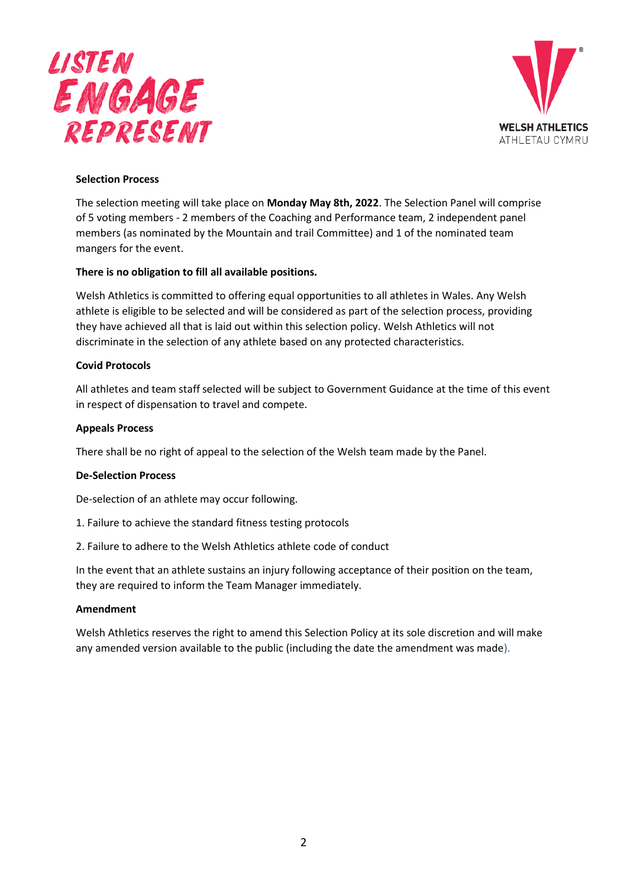**Selection Process**

The selection meeting will take place on **Monday May 8th, 2022**. The Selection Panel will comprise of 5 voting members - 2 members of the Coaching and Performance team, 2 independent panel members (as nominated by the Mountain and trail Committee) and 1 of the nominated team mangers for the event.

**There is no obligation to fill all available positions.**

Welsh Athletics is committed to offering equal opportunities to all athletes in Wales. Any Welsh athlete is eligible to be selected and will be considered as part of the selection process, providing they have achieved all that is laid out within this selection policy. Welsh Athletics will not discriminate in the selection of any athlete based on any protected characteristics.

**Covid Protocols**

All athletes and team staff selected will be subject to Government Guidance at the time of this event in respect of dispensation to travel and compete.

**Appeals Process**

There shall be no right of appeal to the selection of the Welsh team made by the Panel.

**De-Selection Process**

De-selection of an athlete may occur following.

1. Failure to achieve the standard fitness testing protocols

2. Failure to adhere to the Welsh Athletics athlete code of conduct

In the event that an athlete sustains an injury following acceptance of their position on the team, they are required to inform the Team Manager immediately.

**Amendment**

Welsh Athletics reserves the right to amend this Selection Policy at its sole discretion and will make any amended version available to the public (including the date the amendment was made).